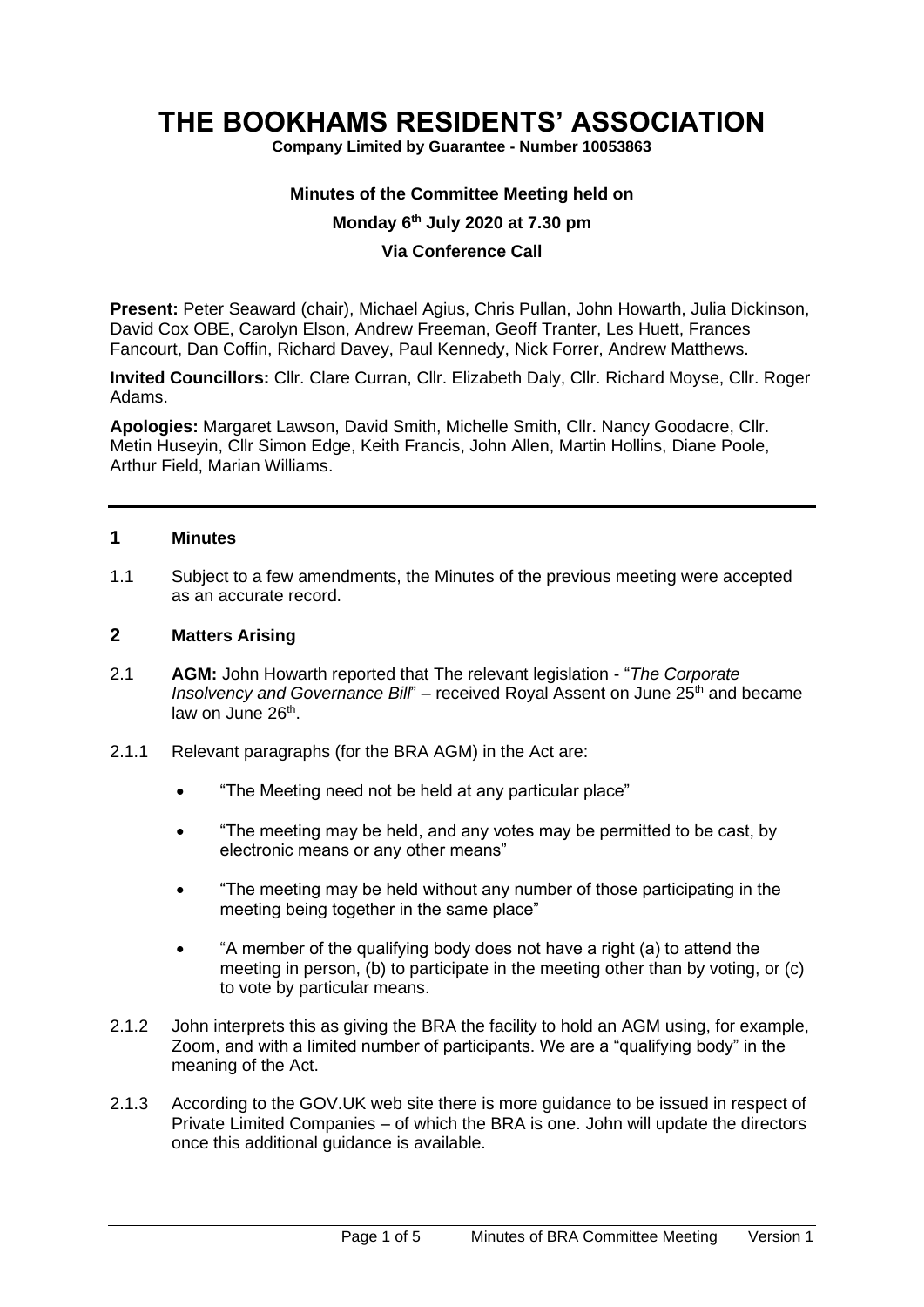# THE BOOKHAMS RESIDENTS' ASSOCIATION

**Company Limited by Guarantee - Number 10053863**

**Minutes of the Committee Meeting held on**

**Monday 6th July 2020 at 7.30 pm**

**Via Conference Call**

**Present:** Peter Seaward (chair), Michael Agius, Chris Pullan, John Howarth, Julia Dickinson, David Cox OBE, Carolyn Elson, Andrew Freeman, Geoff Tranter, Les Huett, Frances Fancourt, Dan Coffin, Richard Davey, Paul Kennedy, Nick Forrer, Andrew Matthews.

**Invited Councillors:** Cllr. Clare Curran, Cllr. Elizabeth Daly, Cllr. Richard Moyse, Cllr. Roger Adams.

**Apologies:** Margaret Lawson, David Smith, Michelle Smith, Cllr. Nancy Goodacre, Cllr. Metin Huseyin, Cllr Simon Edge, Keith Francis, John Allen, Martin Hollins, Diane Poole, Arthur Field, Marian Williams.

---

## 1 Minutes

1.1 Subject to a few amendments, the Minutes of the previous meeting were accepted as an accurate record.

## 2 Matters Arising

2.1 **AGM:** John Howarth reported that The relevant legislation - "*The Corporate Insolvency and Governance Bill*" – received Royal Assent on June 25th and became law on June 26th.

2.1.1 Relevant paragraphs (for the BRA AGM) in the Act are:

- "The Meeting need not be held at any particular place"
- "The meeting may be held, and any votes may be permitted to be cast, by electronic means or any other means"
- "The meeting may be held without any number of those participating in the meeting being together in the same place"
- "A member of the qualifying body does not have a right (a) to attend the meeting in person, (b) to participate in the meeting other than by voting, or (c) to vote by particular means.

2.1.2 John interprets this as giving the BRA the facility to hold an AGM using, for example, Zoom, and with a limited number of participants. We are a "qualifying body" in the meaning of the Act.

2.1.3 According to the GOV.UK web site there is more guidance to be issued in respect of Private Limited Companies – of which the BRA is one. John will update the directors once this additional guidance is available.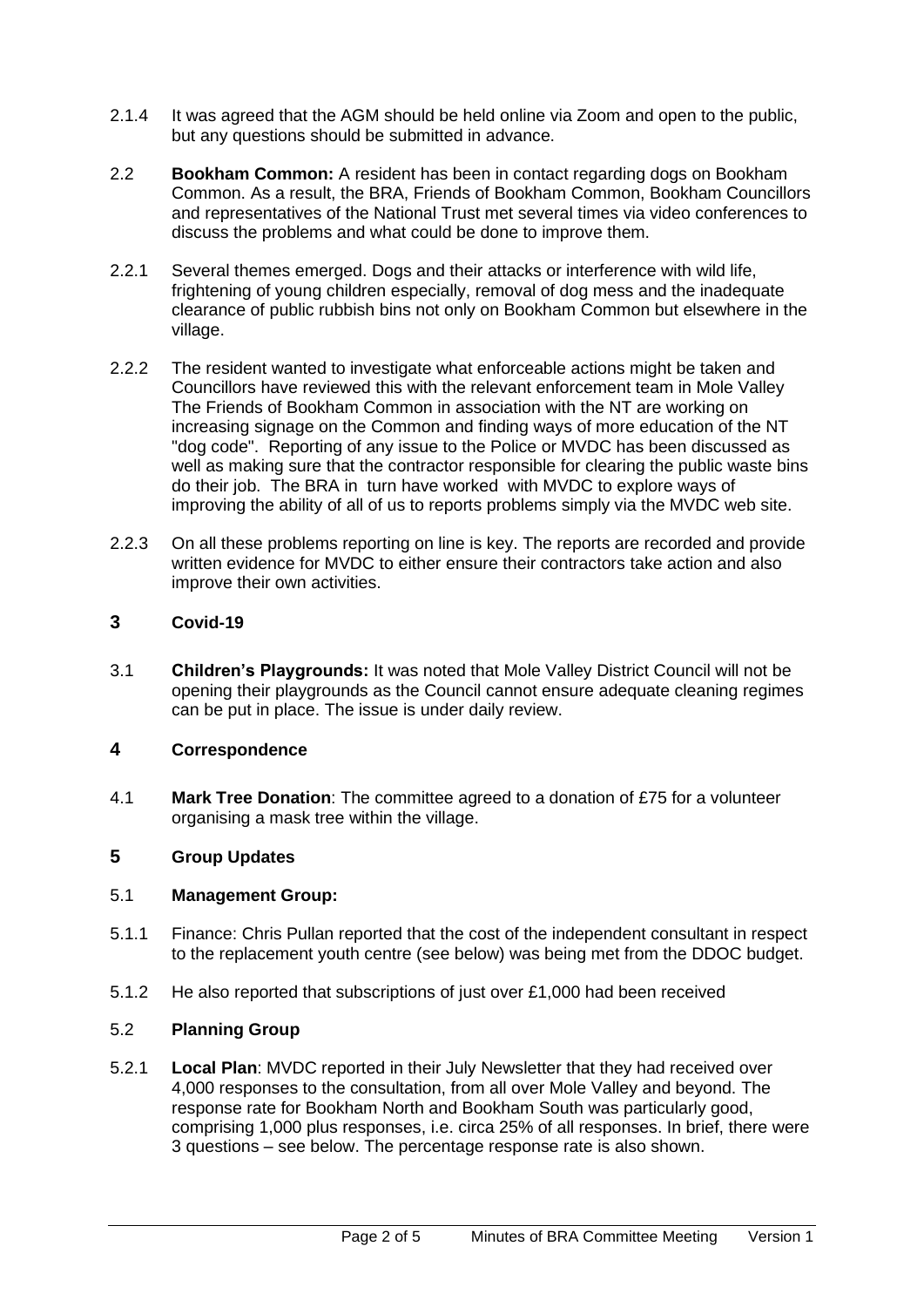2.1.4 It was agreed that the AGM should be held online via Zoom and open to the public, but any questions should be submitted in advance.

2.2 **Bookham Common:** A resident has been in contact regarding dogs on Bookham Common. As a result, the BRA, Friends of Bookham Common, Bookham Councillors and representatives of the National Trust met several times via video conferences to discuss the problems and what could be done to improve them.

2.2.1 Several themes emerged. Dogs and their attacks or interference with wild life, frightening of young children especially, removal of dog mess and the inadequate clearance of public rubbish bins not only on Bookham Common but elsewhere in the village.

2.2.2 The resident wanted to investigate what enforceable actions might be taken and Councillors have reviewed this with the relevant enforcement team in Mole Valley The Friends of Bookham Common in association with the NT are working on increasing signage on the Common and finding ways of more education of the NT "dog code". Reporting of any issue to the Police or MVDC has been discussed as well as making sure that the contractor responsible for clearing the public waste bins do their job. The BRA in turn have worked with MVDC to explore ways of improving the ability of all of us to reports problems simply via the MVDC web site.

2.2.3 On all these problems reporting on line is key. The reports are recorded and provide written evidence for MVDC to either ensure their contractors take action and also improve their own activities.

## 3 Covid-19

3.1 **Children's Playgrounds:** It was noted that Mole Valley District Council will not be opening their playgrounds as the Council cannot ensure adequate cleaning regimes can be put in place. The issue is under daily review.

## 4 Correspondence

4.1 **Mark Tree Donation**: The committee agreed to a donation of £75 for a volunteer organising a mask tree within the village.

## 5 Group Updates

### 5.1 Management Group:

5.1.1 Finance: Chris Pullan reported that the cost of the independent consultant in respect to the replacement youth centre (see below) was being met from the DDOC budget.

5.1.2 He also reported that subscriptions of just over £1,000 had been received

### 5.2 Planning Group

5.2.1 **Local Plan**: MVDC reported in their July Newsletter that they had received over 4,000 responses to the consultation, from all over Mole Valley and beyond. The response rate for Bookham North and Bookham South was particularly good, comprising 1,000 plus responses, i.e. circa 25% of all responses. In brief, there were 3 questions – see below. The percentage response rate is also shown.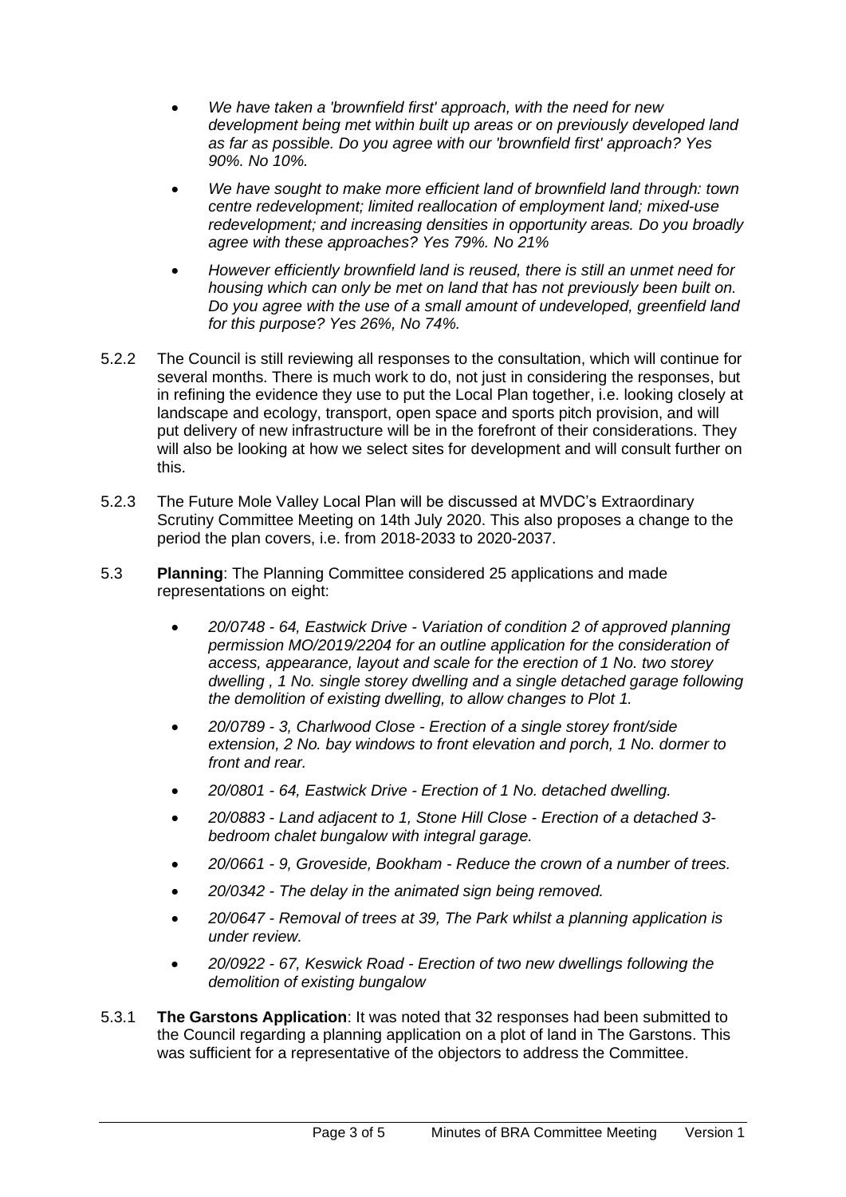- *We have taken a 'brownfield first' approach, with the need for new development being met within built up areas or on previously developed land as far as possible. Do you agree with our 'brownfield first' approach? Yes 90%. No 10%.*
- *We have sought to make more efficient land of brownfield land through: town centre redevelopment; limited reallocation of employment land; mixed-use redevelopment; and increasing densities in opportunity areas. Do you broadly agree with these approaches? Yes 79%. No 21%*
- *However efficiently brownfield land is reused, there is still an unmet need for housing which can only be met on land that has not previously been built on. Do you agree with the use of a small amount of undeveloped, greenfield land for this purpose? Yes 26%, No 74%.*

5.2.2 The Council is still reviewing all responses to the consultation, which will continue for several months. There is much work to do, not just in considering the responses, but in refining the evidence they use to put the Local Plan together, i.e. looking closely at landscape and ecology, transport, open space and sports pitch provision, and will put delivery of new infrastructure will be in the forefront of their considerations. They will also be looking at how we select sites for development and will consult further on this.

5.2.3 The Future Mole Valley Local Plan will be discussed at MVDC's Extraordinary Scrutiny Committee Meeting on 14th July 2020. This also proposes a change to the period the plan covers, i.e. from 2018-2033 to 2020-2037.

5.3 **Planning**: The Planning Committee considered 25 applications and made representations on eight:

- *20/0748 - 64, Eastwick Drive - Variation of condition 2 of approved planning permission MO/2019/2204 for an outline application for the consideration of access, appearance, layout and scale for the erection of 1 No. two storey dwelling , 1 No. single storey dwelling and a single detached garage following the demolition of existing dwelling, to allow changes to Plot 1.*
- *20/0789 - 3, Charlwood Close - Erection of a single storey front/side extension, 2 No. bay windows to front elevation and porch, 1 No. dormer to front and rear.*
- *20/0801 - 64, Eastwick Drive - Erection of 1 No. detached dwelling.*
- *20/0883 - Land adjacent to 1, Stone Hill Close - Erection of a detached 3-bedroom chalet bungalow with integral garage.*
- *20/0661 - 9, Groveside, Bookham - Reduce the crown of a number of trees.*
- *20/0342 - The delay in the animated sign being removed.*
- *20/0647 - Removal of trees at 39, The Park whilst a planning application is under review.*
- *20/0922 - 67, Keswick Road - Erection of two new dwellings following the demolition of existing bungalow*

5.3.1 **The Garstons Application**: It was noted that 32 responses had been submitted to the Council regarding a planning application on a plot of land in The Garstons. This was sufficient for a representative of the objectors to address the Committee.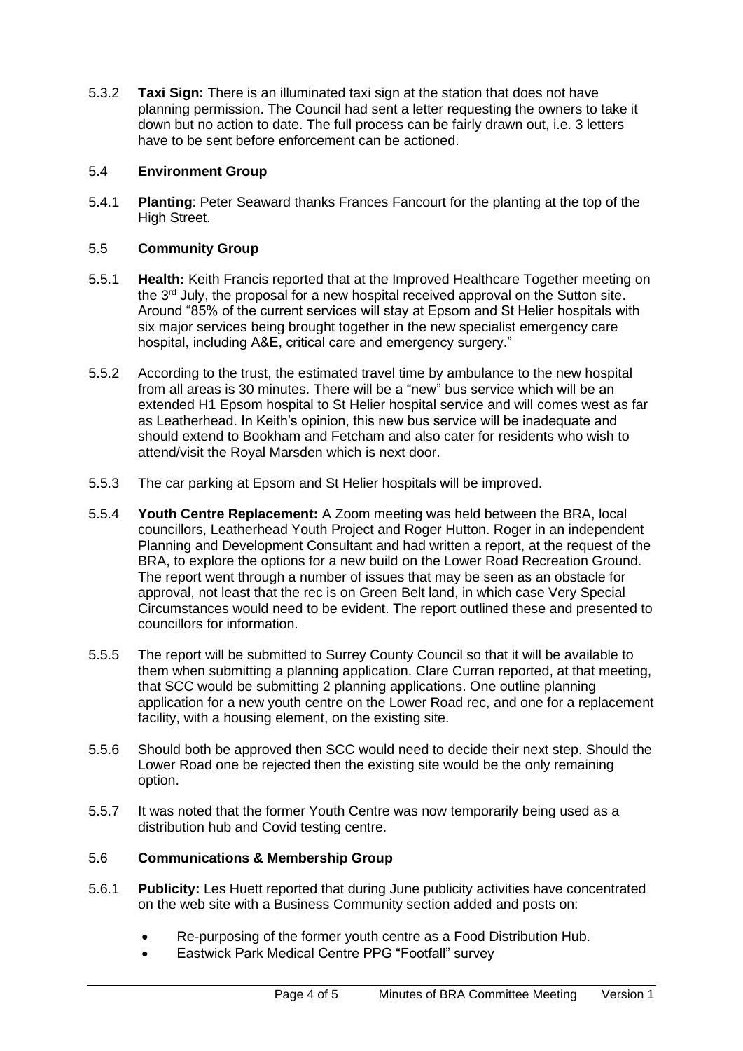5.3.2 **Taxi Sign:** There is an illuminated taxi sign at the station that does not have planning permission. The Council had sent a letter requesting the owners to take it down but no action to date. The full process can be fairly drawn out, i.e. 3 letters have to be sent before enforcement can be actioned.

## 5.4 **Environment Group**

5.4.1 **Planting**: Peter Seaward thanks Frances Fancourt for the planting at the top of the High Street.

## 5.5 **Community Group**

5.5.1 **Health:** Keith Francis reported that at the Improved Healthcare Together meeting on the 3rd July, the proposal for a new hospital received approval on the Sutton site. Around "85% of the current services will stay at Epsom and St Helier hospitals with six major services being brought together in the new specialist emergency care hospital, including A&E, critical care and emergency surgery."

5.5.2 According to the trust, the estimated travel time by ambulance to the new hospital from all areas is 30 minutes. There will be a "new" bus service which will be an extended H1 Epsom hospital to St Helier hospital service and will comes west as far as Leatherhead. In Keith's opinion, this new bus service will be inadequate and should extend to Bookham and Fetcham and also cater for residents who wish to attend/visit the Royal Marsden which is next door.

5.5.3 The car parking at Epsom and St Helier hospitals will be improved.

5.5.4 **Youth Centre Replacement:** A Zoom meeting was held between the BRA, local councillors, Leatherhead Youth Project and Roger Hutton. Roger in an independent Planning and Development Consultant and had written a report, at the request of the BRA, to explore the options for a new build on the Lower Road Recreation Ground. The report went through a number of issues that may be seen as an obstacle for approval, not least that the rec is on Green Belt land, in which case Very Special Circumstances would need to be evident. The report outlined these and presented to councillors for information.

5.5.5 The report will be submitted to Surrey County Council so that it will be available to them when submitting a planning application. Clare Curran reported, at that meeting, that SCC would be submitting 2 planning applications. One outline planning application for a new youth centre on the Lower Road rec, and one for a replacement facility, with a housing element, on the existing site.

5.5.6 Should both be approved then SCC would need to decide their next step. Should the Lower Road one be rejected then the existing site would be the only remaining option.

5.5.7 It was noted that the former Youth Centre was now temporarily being used as a distribution hub and Covid testing centre.

## 5.6 **Communications & Membership Group**

5.6.1 **Publicity:** Les Huett reported that during June publicity activities have concentrated on the web site with a Business Community section added and posts on:

- Re-purposing of the former youth centre as a Food Distribution Hub.
- Eastwick Park Medical Centre PPG "Footfall" survey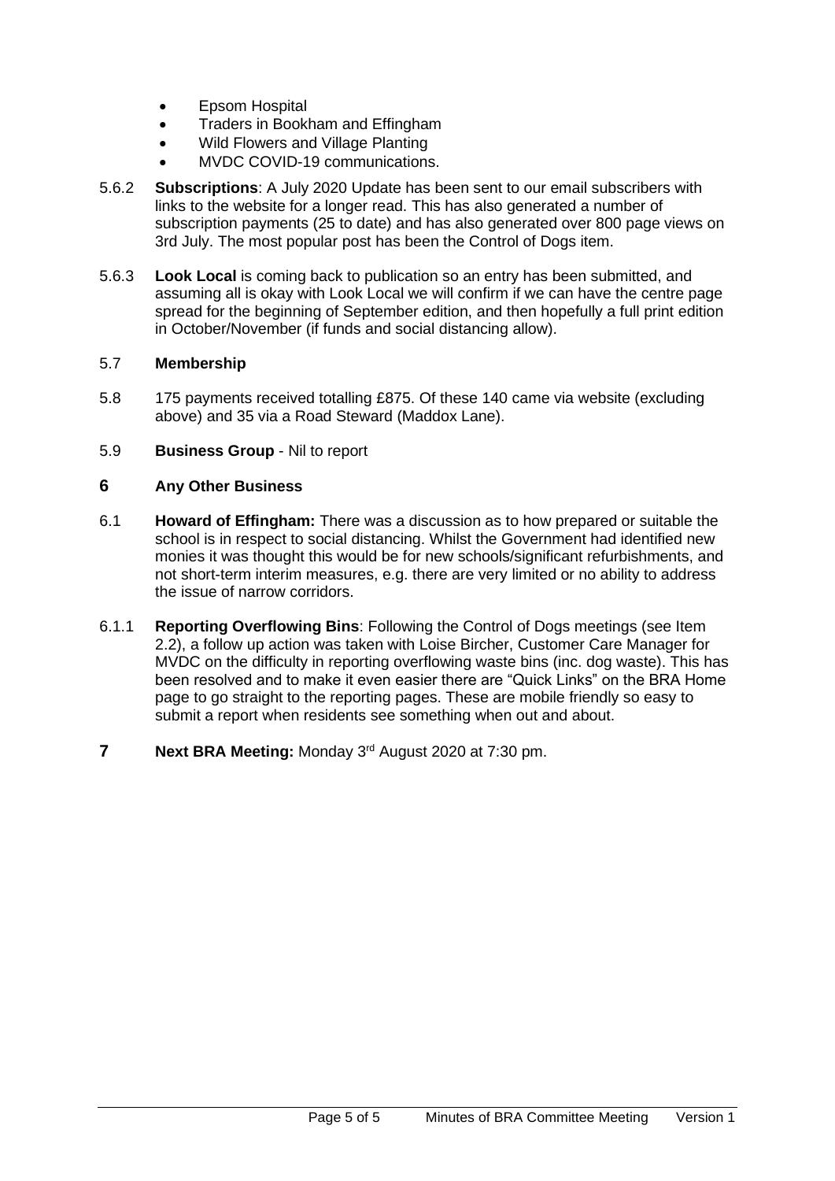- Epsom Hospital
- Traders in Bookham and Effingham
- Wild Flowers and Village Planting
- MVDC COVID-19 communications.

5.6.2 **Subscriptions**: A July 2020 Update has been sent to our email subscribers with links to the website for a longer read. This has also generated a number of subscription payments (25 to date) and has also generated over 800 page views on 3rd July. The most popular post has been the Control of Dogs item.

5.6.3 **Look Local** is coming back to publication so an entry has been submitted, and assuming all is okay with Look Local we will confirm if we can have the centre page spread for the beginning of September edition, and then hopefully a full print edition in October/November (if funds and social distancing allow).

5.7 **Membership**

5.8 175 payments received totalling £875. Of these 140 came via website (excluding above) and 35 via a Road Steward (Maddox Lane).

5.9 **Business Group** - Nil to report

## 6 Any Other Business

6.1 **Howard of Effingham:** There was a discussion as to how prepared or suitable the school is in respect to social distancing. Whilst the Government had identified new monies it was thought this would be for new schools/significant refurbishments, and not short-term interim measures, e.g. there are very limited or no ability to address the issue of narrow corridors.

6.1.1 **Reporting Overflowing Bins**: Following the Control of Dogs meetings (see Item 2.2), a follow up action was taken with Loise Bircher, Customer Care Manager for MVDC on the difficulty in reporting overflowing waste bins (inc. dog waste). This has been resolved and to make it even easier there are "Quick Links" on the BRA Home page to go straight to the reporting pages. These are mobile friendly so easy to submit a report when residents see something when out and about.

## 7 Next BRA Meeting: Monday 3rd August 2020 at 7:30 pm.